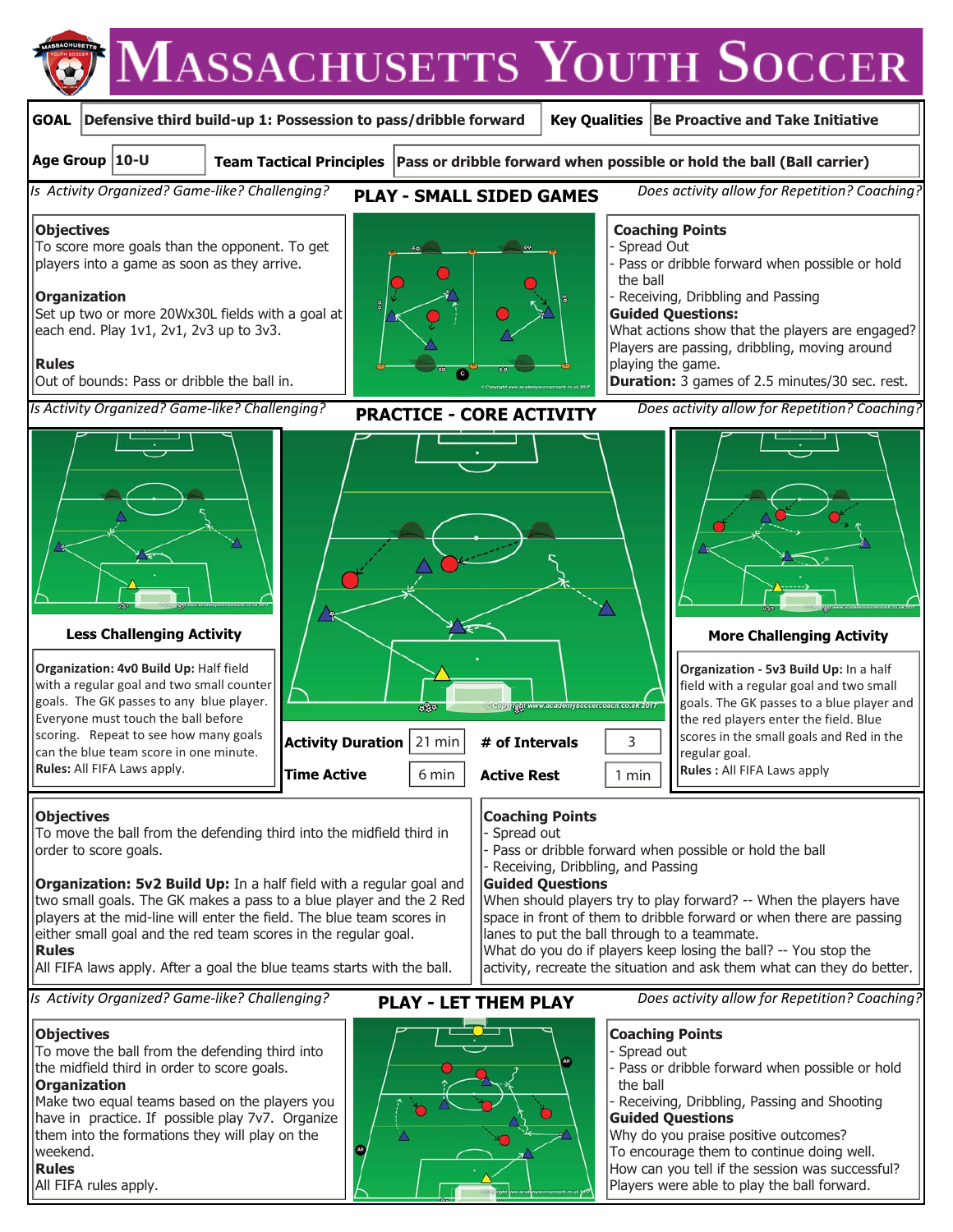# Massachusetts Youth Soccer

| GOAL | Defensive third build-up 1: Possession to pass/dribble forward | Key Qualities | Be Proactive and Take Initiative |
|---|---|---|---|
| Age Group | 10-U | Team Tactical Principles | Pass or dribble forward when possible or hold the ball (Ball carrier) |

*Is Activity Organized? Game-like? Challenging?*

## PLAY - SMALL SIDED GAMES

*Does activity allow for Repetition? Coaching?*

**Objectives**
To score more goals than the opponent. To get players into a game as soon as they arrive.

**Organization**
Set up two or more 20Wx30L fields with a goal at each end. Play 1v1, 2v1, 2v3 up to 3v3.

**Rules**
Out of bounds: Pass or dribble the ball in.

**Coaching Points**
- Spread Out
- Pass or dribble forward when possible or hold the ball
- Receiving, Dribbling and Passing

**Guided Questions:**
What actions show that the players are engaged? Players are passing, dribbling, moving around playing the game.

**Duration:** 3 games of 2.5 minutes/30 sec. rest.

*Is Activity Organized? Game-like? Challenging?*

## PRACTICE - CORE ACTIVITY

*Does activity allow for Repetition? Coaching?*

### Less Challenging Activity

**Organization: 4v0 Build Up:** Half field with a regular goal and two small counter goals. The GK passes to any blue player. Everyone must touch the ball before scoring. Repeat to see how many goals can the blue team score in one minute.
**Rules:** All FIFA Laws apply.

### More Challenging Activity

**Organization - 5v3 Build Up:** In a half field with a regular goal and two small goals. The GK passes to a blue player and the red players enter the field. Blue scores in the small goals and Red in the regular goal.
**Rules :** All FIFA Laws apply

| Activity Duration | 21 min | # of Intervals | 3 |
|---|---|---|---|
| Time Active | 6 min | Active Rest | 1 min |

**Objectives**
To move the ball from the defending third into the midfield third in order to score goals.

**Organization: 5v2 Build Up:** In a half field with a regular goal and two small goals. The GK makes a pass to a blue player and the 2 Red players at the mid-line will enter the field. The blue team scores in either small goal and the red team scores in the regular goal.

**Rules**
All FIFA laws apply. After a goal the blue teams starts with the ball.

**Coaching Points**
- Spread out
- Pass or dribble forward when possible or hold the ball
- Receiving, Dribbling, and Passing

**Guided Questions**
When should players try to play forward? -- When the players have space in front of them to dribble forward or when there are passing lanes to put the ball through to a teammate.
What do you do if players keep losing the ball? -- You stop the activity, recreate the situation and ask them what can they do better.

*Is Activity Organized? Game-like? Challenging?*

## PLAY - LET THEM PLAY

*Does activity allow for Repetition? Coaching?*

**Objectives**
To move the ball from the defending third into the midfield third in order to score goals.

**Organization**
Make two equal teams based on the players you have in practice. If possible play 7v7. Organize them into the formations they will play on the weekend.

**Rules**
All FIFA rules apply.

**Coaching Points**
- Spread out
- Pass or dribble forward when possible or hold the ball
- Receiving, Dribbling, Passing and Shooting

**Guided Questions**
Why do you praise positive outcomes?
To encourage them to continue doing well.
How can you tell if the session was successful?
Players were able to play the ball forward.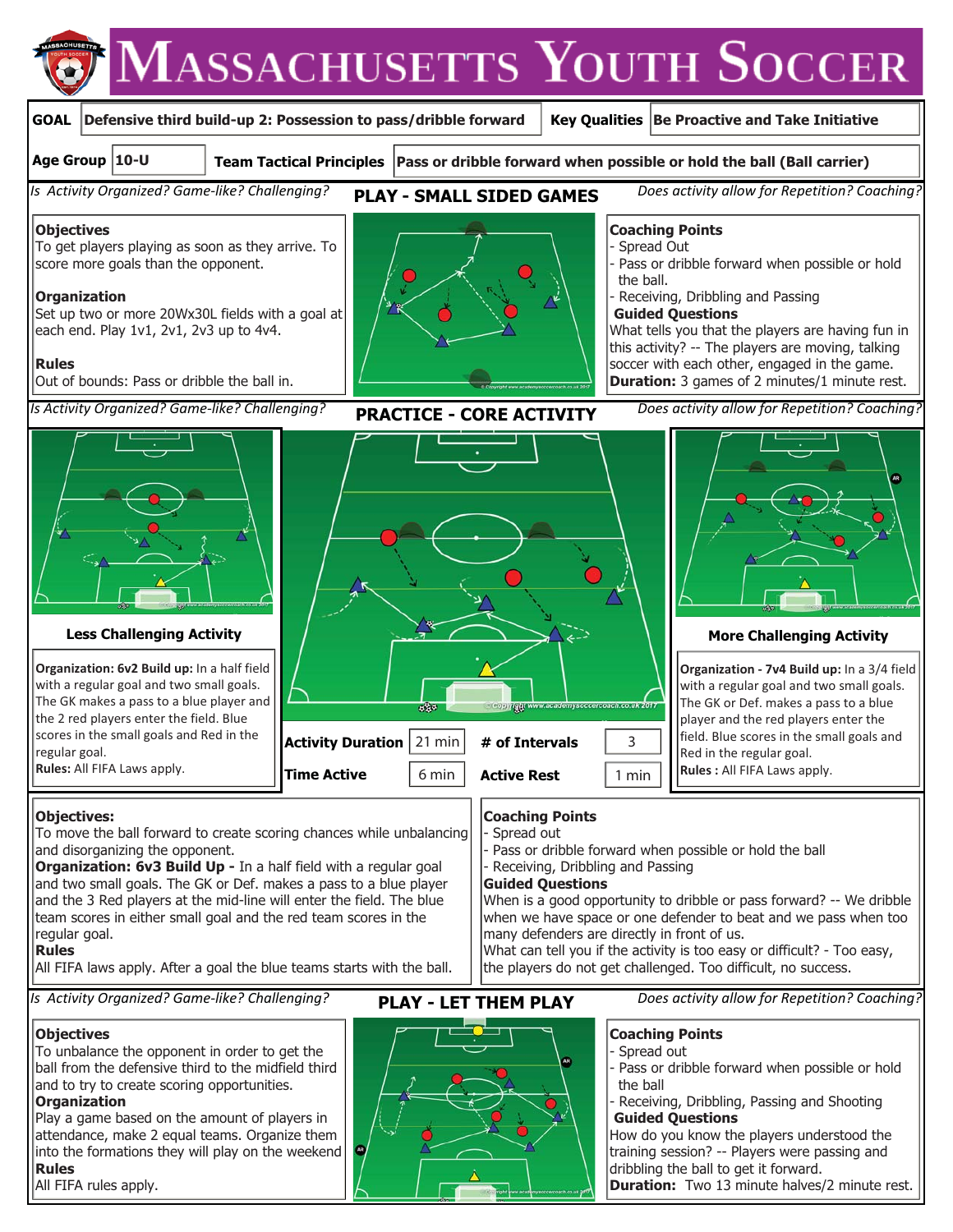# Massachusetts Youth Soccer

| GOAL | Defensive third build-up 2: Possession to pass/dribble forward | Key Qualities | Be Proactive and Take Initiative |
|---|---|---|---|
| Age Group | 10-U | Team Tactical Principles | Pass or dribble forward when possible or hold the ball (Ball carrier) |

*Is Activity Organized? Game-like? Challenging?* **PLAY - SMALL SIDED GAMES** *Does activity allow for Repetition? Coaching?*

**Objectives**
To get players playing as soon as they arrive. To score more goals than the opponent.

**Organization**
Set up two or more 20Wx30L fields with a goal at each end. Play 1v1, 2v1, 2v3 up to 4v4.

**Rules**
Out of bounds: Pass or dribble the ball in.

**Coaching Points**
- Spread Out
- Pass or dribble forward when possible or hold the ball.
- Receiving, Dribbling and Passing

**Guided Questions**
What tells you that the players are having fun in this activity? -- The players are moving, talking soccer with each other, engaged in the game.
**Duration:** 3 games of 2 minutes/1 minute rest.

*Is Activity Organized? Game-like? Challenging?* **PRACTICE - CORE ACTIVITY** *Does activity allow for Repetition? Coaching?*

**Less Challenging Activity**

**Organization: 6v2 Build up:** In a half field with a regular goal and two small goals. The GK makes a pass to a blue player and the 2 red players enter the field. Blue scores in the small goals and Red in the regular goal.
**Rules:** All FIFA Laws apply.

| Activity Duration | 21 min | # of Intervals | 3 |
|---|---|---|---|
| Time Active | 6 min | Active Rest | 1 min |

**More Challenging Activity**

**Organization - 7v4 Build up:** In a 3/4 field with a regular goal and two small goals. The GK or Def. makes a pass to a blue player and the red players enter the field. Blue scores in the small goals and Red in the regular goal.
**Rules :** All FIFA Laws apply.

**Objectives:**
To move the ball forward to create scoring chances while unbalancing and disorganizing the opponent.
**Organization: 6v3 Build Up -** In a half field with a regular goal and two small goals. The GK or Def. makes a pass to a blue player and the 3 Red players at the mid-line will enter the field. The blue team scores in either small goal and the red team scores in the regular goal.
**Rules**
All FIFA laws apply. After a goal the blue teams starts with the ball.

**Coaching Points**
- Spread out
- Pass or dribble forward when possible or hold the ball
- Receiving, Dribbling and Passing

**Guided Questions**
When is a good opportunity to dribble or pass forward? -- We dribble when we have space or one defender to beat and we pass when too many defenders are directly in front of us.
What can tell you if the activity is too easy or difficult? - Too easy, the players do not get challenged. Too difficult, no success.

*Is Activity Organized? Game-like? Challenging?* **PLAY - LET THEM PLAY** *Does activity allow for Repetition? Coaching?*

**Objectives**
To unbalance the opponent in order to get the ball from the defensive third to the midfield third and to try to create scoring opportunities.

**Organization**
Play a game based on the amount of players in attendance, make 2 equal teams. Organize them into the formations they will play on the weekend

**Rules**
All FIFA rules apply.

**Coaching Points**
- Spread out
- Pass or dribble forward when possible or hold the ball
- Receiving, Dribbling, Passing and Shooting

**Guided Questions**
How do you know the players understood the training session? -- Players were passing and dribbling the ball to get it forward.
**Duration:** Two 13 minute halves/2 minute rest.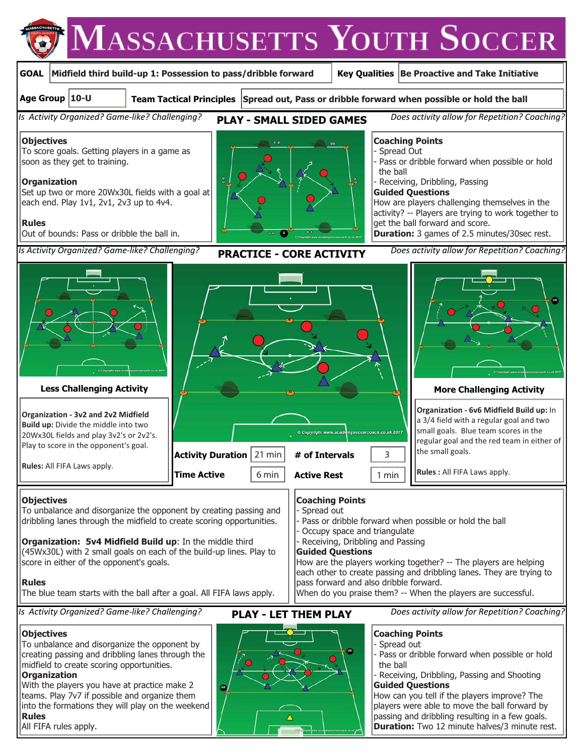# Massachusetts Youth Soccer

| GOAL | Midfield third build-up 1: Possession to pass/dribble forward | Key Qualities | Be Proactive and Take Initiative |
|---|---|---|---|
| Age Group | 10-U | Team Tactical Principles | Spread out, Pass or dribble forward when possible or hold the ball |

*Is Activity Organized? Game-like? Challenging?* **PLAY - SMALL SIDED GAMES** *Does activity allow for Repetition? Coaching?*

**Objectives**
To score goals. Getting players in a game as soon as they get to training.

**Organization**
Set up two or more 20Wx30L fields with a goal at each end. Play 1v1, 2v1, 2v3 up to 4v4.

**Rules**
Out of bounds: Pass or dribble the ball in.

**Coaching Points**
- Spread Out
- Pass or dribble forward when possible or hold the ball
- Receiving, Dribbling, Passing

**Guided Questions**
How are players challenging themselves in the activity? -- Players are trying to work together to get the ball forward and score.

**Duration:** 3 games of 2.5 minutes/30sec rest.

*Is Activity Organized? Game-like? Challenging?* **PRACTICE - CORE ACTIVITY** *Does activity allow for Repetition? Coaching?*

**Less Challenging Activity**

**Organization - 3v2 and 2v2 Midfield Build up:** Divide the middle into two 20Wx30L fields and play 3v2's or 2v2's. Play to score in the opponent's goal.

**Rules:** All FIFA Laws apply.

| Activity Duration | 21 min | # of Intervals | 3 |
|---|---|---|---|
| Time Active | 6 min | Active Rest | 1 min |

**More Challenging Activity**

**Organization - 6v6 Midfield Build up:** In a 3/4 field with a regular goal and two small goals. Blue team scores in the regular goal and the red team in either of the small goals.

**Rules :** All FIFA Laws apply.

**Objectives**
To unbalance and disorganize the opponent by creating passing and dribbling lanes through the midfield to create scoring opportunities.

**Organization: 5v4 Midfield Build up**: In the middle third (45Wx30L) with 2 small goals on each of the build-up lines. Play to score in either of the opponent's goals.

**Rules**
The blue team starts with the ball after a goal. All FIFA laws apply.

**Coaching Points**
- Spread out
- Pass or dribble forward when possible or hold the ball
- Occupy space and triangulate
- Receiving, Dribbling and Passing

**Guided Questions**
How are the players working together? -- The players are helping each other to create passing and dribbling lanes. They are trying to pass forward and also dribble forward.
When do you praise them? -- When the players are successful.

*Is Activity Organized? Game-like? Challenging?* **PLAY - LET THEM PLAY** *Does activity allow for Repetition? Coaching?*

**Objectives**
To unbalance and disorganize the opponent by creating passing and dribbling lanes through the midfield to create scoring opportunities.

**Organization**
With the players you have at practice make 2 teams. Play 7v7 if possible and organize them into the formations they will play on the weekend

**Rules**
All FIFA rules apply.

**Coaching Points**
- Spread out
- Pass or dribble forward when possible or hold the ball
- Receiving, Dribbling, Passing and Shooting

**Guided Questions**
How can you tell if the players improve? The players were able to move the ball forward by passing and dribbling resulting in a few goals.

**Duration:** Two 12 minute halves/3 minute rest.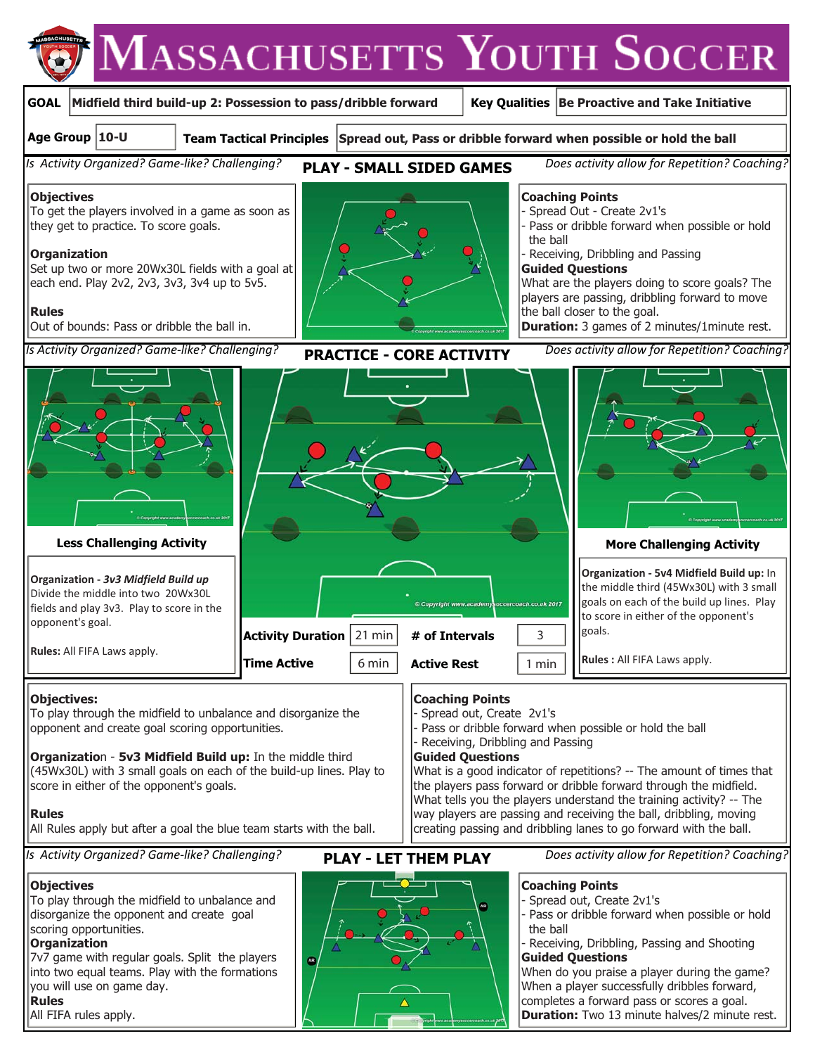# Massachusetts Youth Soccer

| GOAL | Midfield third build-up 2: Possession to pass/dribble forward | Key Qualities | Be Proactive and Take Initiative |
|---|---|---|---|
| Age Group | 10-U | Team Tactical Principles | Spread out, Pass or dribble forward when possible or hold the ball |

*Is Activity Organized? Game-like? Challenging?*

## PLAY - SMALL SIDED GAMES

*Does activity allow for Repetition? Coaching?*

**Objectives**
To get the players involved in a game as soon as they get to practice. To score goals.

**Organization**
Set up two or more 20Wx30L fields with a goal at each end. Play 2v2, 2v3, 3v3, 3v4 up to 5v5.

**Rules**
Out of bounds: Pass or dribble the ball in.

**Coaching Points**
- Spread Out - Create 2v1's
- Pass or dribble forward when possible or hold the ball
- Receiving, Dribbling and Passing

**Guided Questions**
What are the players doing to score goals? The players are passing, dribbling forward to move the ball closer to the goal.

**Duration:** 3 games of 2 minutes/1minute rest.

*Is Activity Organized? Game-like? Challenging?*

## PRACTICE - CORE ACTIVITY

*Does activity allow for Repetition? Coaching?*

### Less Challenging Activity

**Organization - *3v3 Midfield Build up***
Divide the middle into two 20Wx30L fields and play 3v3. Play to score in the opponent's goal.

**Rules:** All FIFA Laws apply.

| Activity Duration | 21 min | # of Intervals | 3 |
|---|---|---|---|
| Time Active | 6 min | Active Rest | 1 min |

### More Challenging Activity

**Organization - 5v4 Midfield Build up:** In the middle third (45Wx30L) with 3 small goals on each of the build up lines. Play to score in either of the opponent's goals.

**Rules :** All FIFA Laws apply.

**Objectives:**
To play through the midfield to unbalance and disorganize the opponent and create goal scoring opportunities.

**Organization - 5v3 Midfield Build up:** In the middle third (45Wx30L) with 3 small goals on each of the build-up lines. Play to score in either of the opponent's goals.

**Rules**
All Rules apply but after a goal the blue team starts with the ball.

**Coaching Points**
- Spread out, Create 2v1's
- Pass or dribble forward when possible or hold the ball
- Receiving, Dribbling and Passing

**Guided Questions**
What is a good indicator of repetitions? -- The amount of times that the players pass forward or dribble forward through the midfield.
What tells you the players understand the training activity? -- The way players are passing and receiving the ball, dribbling, moving creating passing and dribbling lanes to go forward with the ball.

*Is Activity Organized? Game-like? Challenging?*

## PLAY - LET THEM PLAY

*Does activity allow for Repetition? Coaching?*

**Objectives**
To play through the midfield to unbalance and disorganize the opponent and create goal scoring opportunities.

**Organization**
7v7 game with regular goals. Split the players into two equal teams. Play with the formations you will use on game day.

**Rules**
All FIFA rules apply.

**Coaching Points**
- Spread out, Create 2v1's
- Pass or dribble forward when possible or hold the ball
- Receiving, Dribbling, Passing and Shooting

**Guided Questions**
When do you praise a player during the game?
When a player successfully dribbles forward, completes a forward pass or scores a goal.

**Duration:** Two 13 minute halves/2 minute rest.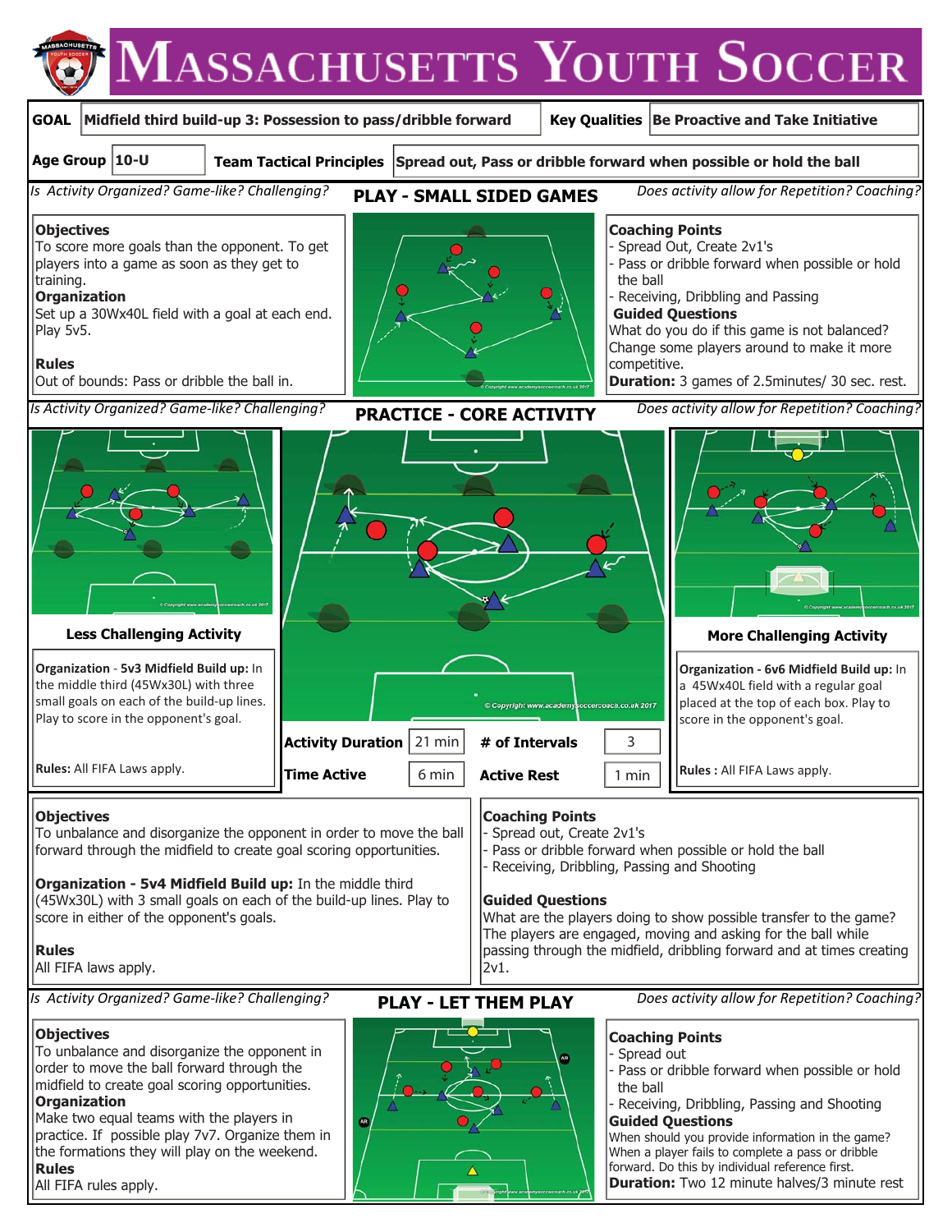# MASSACHUSETTS YOUTH SOCCER

| GOAL | Midfield third build-up 3: Possession to pass/dribble forward | Key Qualities | Be Proactive and Take Initiative |
|---|---|---|---|
| Age Group | 10-U | Team Tactical Principles | Spread out, Pass or dribble forward when possible or hold the ball |

*Is Activity Organized? Game-like? Challenging?* **PLAY - SMALL SIDED GAMES** *Does activity allow for Repetition? Coaching?*

**Objectives**
To score more goals than the opponent. To get players into a game as soon as they get to training.

**Organization**
Set up a 30Wx40L field with a goal at each end. Play 5v5.

**Rules**
Out of bounds: Pass or dribble the ball in.

**Coaching Points**
- Spread Out, Create 2v1's
- Pass or dribble forward when possible or hold the ball
- Receiving, Dribbling and Passing

**Guided Questions**
What do you do if this game is not balanced? Change some players around to make it more competitive.

**Duration:** 3 games of 2.5minutes/ 30 sec. rest.

*Is Activity Organized? Game-like? Challenging?* **PRACTICE - CORE ACTIVITY** *Does activity allow for Repetition? Coaching?*

**Less Challenging Activity**

**Organization** - **5v3 Midfield Build up:** In the middle third (45Wx30L) with three small goals on each of the build-up lines. Play to score in the opponent's goal.

**Rules:** All FIFA Laws apply.

**More Challenging Activity**

**Organization - 6v6 Midfield Build up:** In a 45Wx40L field with a regular goal placed at the top of each box. Play to score in the opponent's goal.

**Rules :** All FIFA Laws apply.

| Activity Duration | 21 min | # of Intervals | 3 |
|---|---|---|---|
| Time Active | 6 min | Active Rest | 1 min |

**Objectives**
To unbalance and disorganize the opponent in order to move the ball forward through the midfield to create goal scoring opportunities.

**Organization - 5v4 Midfield Build up:** In the middle third (45Wx30L) with 3 small goals on each of the build-up lines. Play to score in either of the opponent's goals.

**Rules**
All FIFA laws apply.

**Coaching Points**
- Spread out, Create 2v1's
- Pass or dribble forward when possible or hold the ball
- Receiving, Dribbling, Passing and Shooting

**Guided Questions**
What are the players doing to show possible transfer to the game? The players are engaged, moving and asking for the ball while passing through the midfield, dribbling forward and at times creating 2v1.

*Is Activity Organized? Game-like? Challenging?* **PLAY - LET THEM PLAY** *Does activity allow for Repetition? Coaching?*

**Objectives**
To unbalance and disorganize the opponent in order to move the ball forward through the midfield to create goal scoring opportunities.

**Organization**
Make two equal teams with the players in practice. If possible play 7v7. Organize them in the formations they will play on the weekend.

**Rules**
All FIFA rules apply.

**Coaching Points**
- Spread out
- Pass or dribble forward when possible or hold the ball
- Receiving, Dribbling, Passing and Shooting

**Guided Questions**
When should you provide information in the game? When a player fails to complete a pass or dribble forward. Do this by individual reference first.

**Duration:** Two 12 minute halves/3 minute rest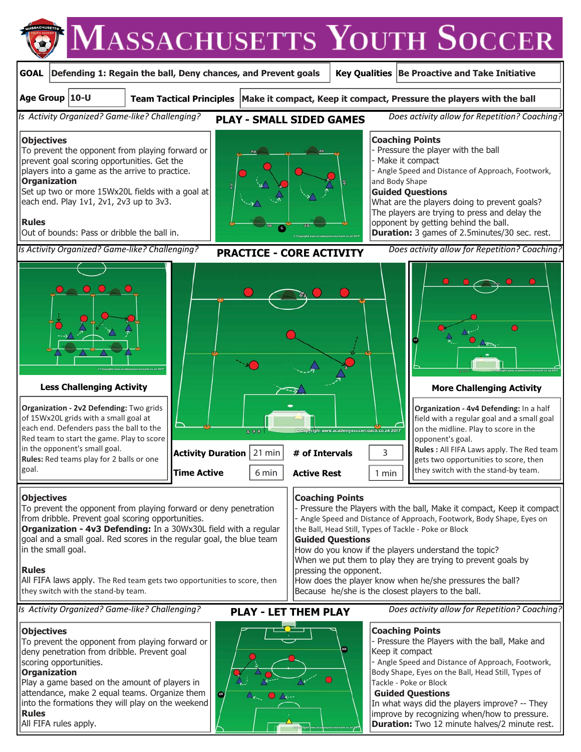# MASSACHUSETTS YOUTH SOCCER

| GOAL | Defending 1: Regain the ball, Deny chances, and Prevent goals | Key Qualities | Be Proactive and Take Initiative |
|---|---|---|---|
| Age Group | 10-U | Team Tactical Principles | Make it compact, Keep it compact, Pressure the players with the ball |

*Is Activity Organized? Game-like? Challenging?* **PLAY - SMALL SIDED GAMES** *Does activity allow for Repetition? Coaching?*

**Objectives**
To prevent the opponent from playing forward or prevent goal scoring opportunities. Get the players into a game as the arrive to practice.

**Organization**
Set up two or more 15Wx20L fields with a goal at each end. Play 1v1, 2v1, 2v3 up to 3v3.

**Rules**
Out of bounds: Pass or dribble the ball in.

**Coaching Points**
- Pressure the player with the ball
- Make it compact
- Angle Speed and Distance of Approach, Footwork, and Body Shape

**Guided Questions**
What are the players doing to prevent goals? The players are trying to press and delay the opponent by getting behind the ball.

**Duration:** 3 games of 2.5minutes/30 sec. rest.

*Is Activity Organized? Game-like? Challenging?* **PRACTICE - CORE ACTIVITY** *Does activity allow for Repetition? Coaching?*

**Less Challenging Activity**

**Organization - 2v2 Defending:** Two grids of 15Wx20L grids with a small goal at each end. Defenders pass the ball to the Red team to start the game. Play to score in the opponent's small goal.
**Rules:** Red teams play for 2 balls or one goal.

| Activity Duration | 21 min | # of Intervals | 3 |
|---|---|---|---|
| Time Active | 6 min | Active Rest | 1 min |

**More Challenging Activity**

**Organization - 4v4 Defending:** In a half field with a regular goal and a small goal on the midline. Play to score in the opponent's goal.
**Rules :** All FIFA Laws apply. The Red team gets two opportunities to score, then they switch with the stand-by team.

**Objectives**
To prevent the opponent from playing forward or deny penetration from dribble. Prevent goal scoring opportunities.
**Organization - 4v3 Defending:** In a 30Wx30L field with a regular goal and a small goal. Red scores in the regular goal, the blue team in the small goal.

**Rules**
All FIFA laws apply. The Red team gets two opportunities to score, then they switch with the stand-by team.

**Coaching Points**
- Pressure the Players with the ball, Make it compact, Keep it compact
- Angle Speed and Distance of Approach, Footwork, Body Shape, Eyes on the Ball, Head Still, Types of Tackle - Poke or Block

**Guided Questions**
How do you know if the players understand the topic?
When we put them to play they are trying to prevent goals by pressing the opponent.
How does the player know when he/she pressures the ball?
Because he/she is the closest players to the ball.

*Is Activity Organized? Game-like? Challenging?* **PLAY - LET THEM PLAY** *Does activity allow for Repetition? Coaching?*

**Objectives**
To prevent the opponent from playing forward or deny penetration from dribble. Prevent goal scoring opportunities.

**Organization**
Play a game based on the amount of players in attendance, make 2 equal teams. Organize them into the formations they will play on the weekend

**Rules**
All FIFA rules apply.

**Coaching Points**
- Pressure the Players with the ball, Make and Keep it compact
- Angle Speed and Distance of Approach, Footwork, Body Shape, Eyes on the Ball, Head Still, Types of Tackle - Poke or Block

**Guided Questions**
In what ways did the players improve? -- They improve by recognizing when/how to pressure.

**Duration:** Two 12 minute halves/2 minute rest.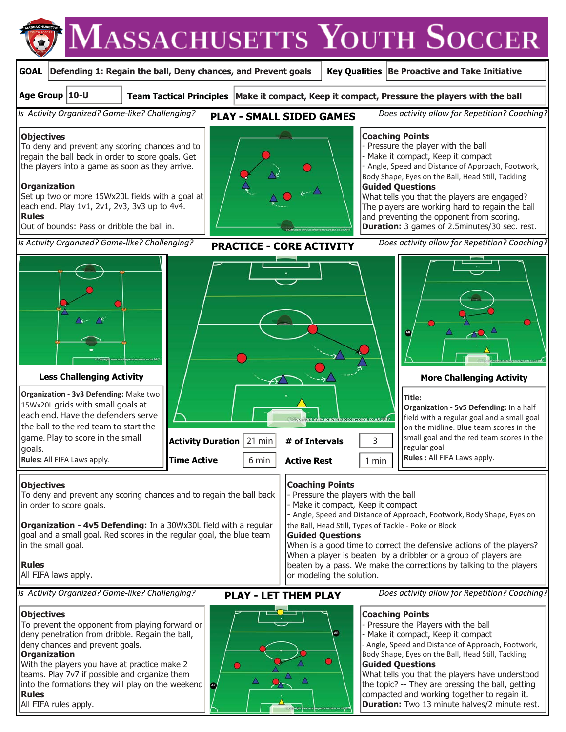# Massachusetts Youth Soccer

| GOAL | Defending 1: Regain the ball, Deny chances, and Prevent goals | Key Qualities | Be Proactive and Take Initiative |
|---|---|---|---|
| Age Group | 10-U | Team Tactical Principles | Make it compact, Keep it compact, Pressure the players with the ball |

*Is Activity Organized? Game-like? Challenging?* **PLAY - SMALL SIDED GAMES** *Does activity allow for Repetition? Coaching?*

**Objectives**
To deny and prevent any scoring chances and to regain the ball back in order to score goals. Get the players into a game as soon as they arrive.

**Organization**
Set up two or more 15Wx20L fields with a goal at each end. Play 1v1, 2v1, 2v3, 3v3 up to 4v4.

**Rules**
Out of bounds: Pass or dribble the ball in.

**Coaching Points**
- Pressure the player with the ball
- Make it compact, Keep it compact
- Angle, Speed and Distance of Approach, Footwork, Body Shape, Eyes on the Ball, Head Still, Tackling

**Guided Questions**
What tells you that the players are engaged?
The players are working hard to regain the ball and preventing the opponent from scoring.

**Duration:** 3 games of 2.5minutes/30 sec. rest.

*Is Activity Organized? Game-like? Challenging?* **PRACTICE - CORE ACTIVITY** *Does activity allow for Repetition? Coaching?*

**Less Challenging Activity**

**Organization - 3v3 Defending:** Make two 15Wx20L grids with small goals at each end. Have the defenders serve the ball to the red team to start the game. Play to score in the small goals.
**Rules:** All FIFA Laws apply.

| Activity Duration | 21 min | # of Intervals | 3 |
|---|---|---|---|
| Time Active | 6 min | Active Rest | 1 min |

**More Challenging Activity**

**Title:**
**Organization - 5v5 Defending:** In a half field with a regular goal and a small goal on the midline. Blue team scores in the small goal and the red team scores in the regular goal.
**Rules :** All FIFA Laws apply.

**Objectives**
To deny and prevent any scoring chances and to regain the ball back in order to score goals.

**Organization - 4v5 Defending:** In a 30Wx30L field with a regular goal and a small goal. Red scores in the regular goal, the blue team in the small goal.

**Rules**
All FIFA laws apply.

**Coaching Points**
- Pressure the players with the ball
- Make it compact, Keep it compact
- Angle, Speed and Distance of Approach, Footwork, Body Shape, Eyes on the Ball, Head Still, Types of Tackle - Poke or Block

**Guided Questions**
When is a good time to correct the defensive actions of the players?
When a player is beaten by a dribbler or a group of players are beaten by a pass. We make the corrections by talking to the players or modeling the solution.

*Is Activity Organized? Game-like? Challenging?* **PLAY - LET THEM PLAY** *Does activity allow for Repetition? Coaching?*

**Objectives**
To prevent the opponent from playing forward or deny penetration from dribble. Regain the ball, deny chances and prevent goals.

**Organization**
With the players you have at practice make 2 teams. Play 7v7 if possible and organize them into the formations they will play on the weekend

**Rules**
All FIFA rules apply.

**Coaching Points**
- Pressure the Players with the ball
- Make it compact, Keep it compact
- Angle, Speed and Distance of Approach, Footwork, Body Shape, Eyes on the Ball, Head Still, Tackling

**Guided Questions**
What tells you that the players have understood the topic? -- They are pressing the ball, getting compacted and working together to regain it.

**Duration:** Two 13 minute halves/2 minute rest.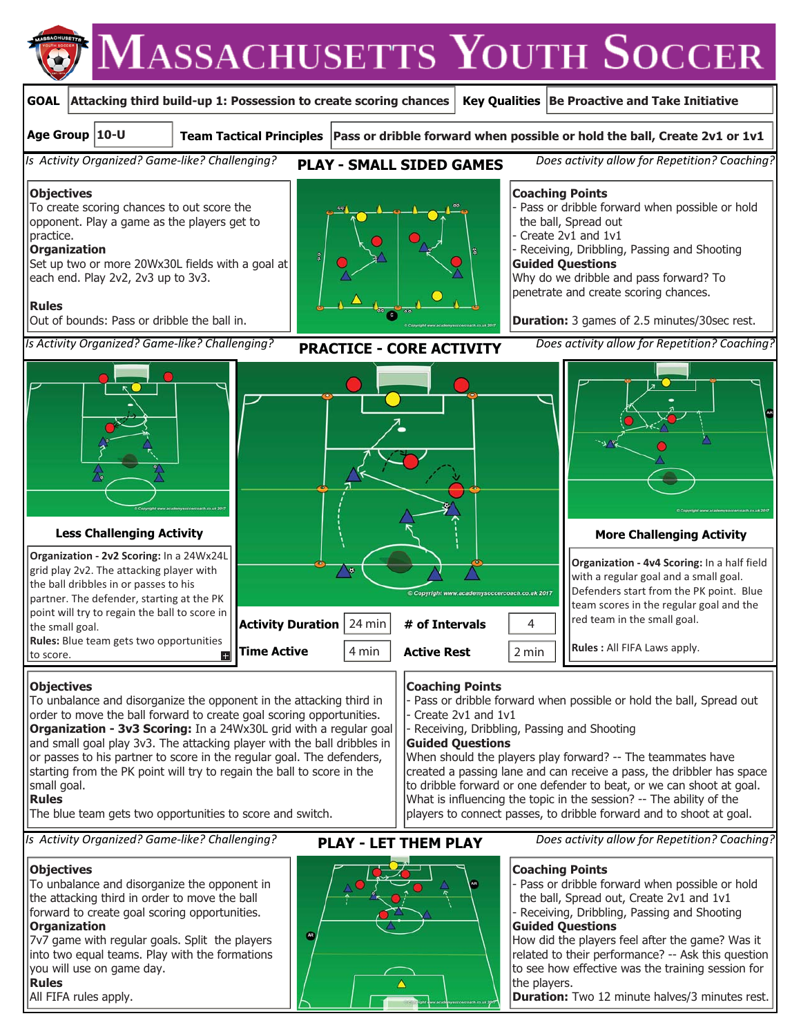# Massachusetts Youth Soccer

| GOAL | Attacking third build-up 1: Possession to create scoring chances | Key Qualities | Be Proactive and Take Initiative |
|---|---|---|---|
| Age Group | 10-U | Team Tactical Principles | Pass or dribble forward when possible or hold the ball, Create 2v1 or 1v1 |

*Is Activity Organized? Game-like? Challenging?*

## PLAY - SMALL SIDED GAMES

*Does activity allow for Repetition? Coaching?*

**Objectives**
To create scoring chances to out score the opponent. Play a game as the players get to practice.

**Organization**
Set up two or more 20Wx30L fields with a goal at each end. Play 2v2, 2v3 up to 3v3.

**Rules**
Out of bounds: Pass or dribble the ball in.

**Coaching Points**
- Pass or dribble forward when possible or hold the ball, Spread out
- Create 2v1 and 1v1
- Receiving, Dribbling, Passing and Shooting

**Guided Questions**
Why do we dribble and pass forward? To penetrate and create scoring chances.

**Duration:** 3 games of 2.5 minutes/30sec rest.

*Is Activity Organized? Game-like? Challenging?*

## PRACTICE - CORE ACTIVITY

*Does activity allow for Repetition? Coaching?*

### Less Challenging Activity

**Organization - 2v2 Scoring:** In a 24Wx24L grid play 2v2. The attacking player with the ball dribbles in or passes to his partner. The defender, starting at the PK point will try to regain the ball to score in the small goal.
**Rules:** Blue team gets two opportunities to score.

| Activity Duration | 24 min | # of Intervals | 4 |
|---|---|---|---|
| Time Active | 4 min | Active Rest | 2 min |

### More Challenging Activity

**Organization - 4v4 Scoring:** In a half field with a regular goal and a small goal. Defenders start from the PK point. Blue team scores in the regular goal and the red team in the small goal.

**Rules :** All FIFA Laws apply.

**Objectives**
To unbalance and disorganize the opponent in the attacking third in order to move the ball forward to create goal scoring opportunities.

**Organization - 3v3 Scoring:** In a 24Wx30L grid with a regular goal and small goal play 3v3. The attacking player with the ball dribbles in or passes to his partner to score in the regular goal. The defenders, starting from the PK point will try to regain the ball to score in the small goal.

**Rules**
The blue team gets two opportunities to score and switch.

**Coaching Points**
- Pass or dribble forward when possible or hold the ball, Spread out
- Create 2v1 and 1v1
- Receiving, Dribbling, Passing and Shooting

**Guided Questions**
When should the players play forward? -- The teammates have created a passing lane and can receive a pass, the dribbler has space to dribble forward or one defender to beat, or we can shoot at goal.
What is influencing the topic in the session? -- The ability of the players to connect passes, to dribble forward and to shoot at goal.

*Is Activity Organized? Game-like? Challenging?*

## PLAY - LET THEM PLAY

*Does activity allow for Repetition? Coaching?*

**Objectives**
To unbalance and disorganize the opponent in the attacking third in order to move the ball forward to create goal scoring opportunities.

**Organization**
7v7 game with regular goals. Split the players into two equal teams. Play with the formations you will use on game day.

**Rules**
All FIFA rules apply.

**Coaching Points**
- Pass or dribble forward when possible or hold the ball, Spread out, Create 2v1 and 1v1
- Receiving, Dribbling, Passing and Shooting

**Guided Questions**
How did the players feel after the game? Was it related to their performance? -- Ask this question to see how effective was the training session for the players.

**Duration:** Two 12 minute halves/3 minutes rest.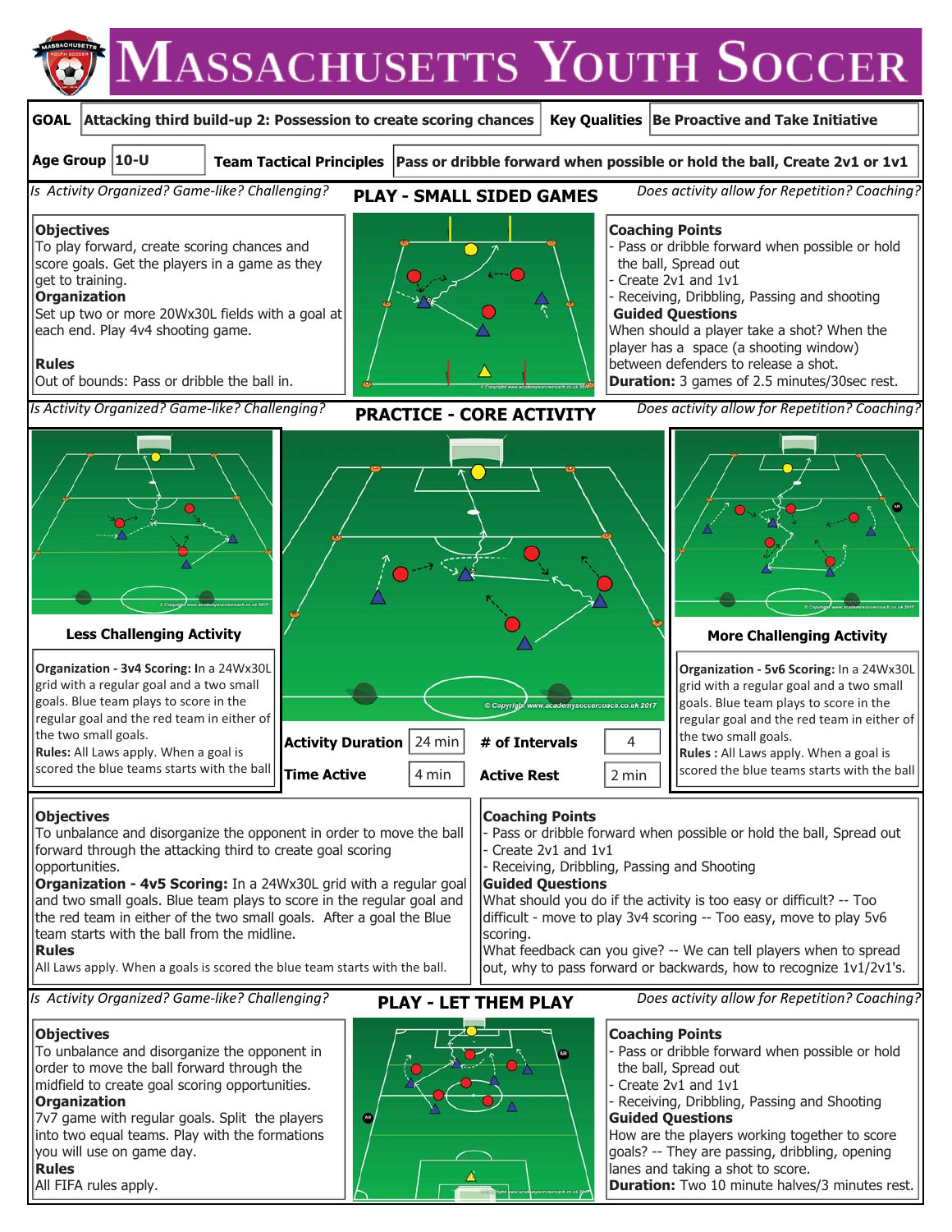# Massachusetts Youth Soccer

| GOAL | Attacking third build-up 2: Possession to create scoring chances | Key Qualities | Be Proactive and Take Initiative |
|---|---|---|---|
| Age Group | 10-U | Team Tactical Principles | Pass or dribble forward when possible or hold the ball, Create 2v1 or 1v1 |

*Is Activity Organized? Game-like? Challenging?*

## PLAY - SMALL SIDED GAMES

*Does activity allow for Repetition? Coaching?*

**Objectives**
To play forward, create scoring chances and score goals. Get the players in a game as they get to training.

**Organization**
Set up two or more 20Wx30L fields with a goal at each end. Play 4v4 shooting game.

**Rules**
Out of bounds: Pass or dribble the ball in.

**Coaching Points**
- Pass or dribble forward when possible or hold the ball, Spread out
- Create 2v1 and 1v1
- Receiving, Dribbling, Passing and shooting

**Guided Questions**
When should a player take a shot? When the player has a space (a shooting window) between defenders to release a shot.

**Duration:** 3 games of 2.5 minutes/30sec rest.

*Is Activity Organized? Game-like? Challenging?*

## PRACTICE - CORE ACTIVITY

*Does activity allow for Repetition? Coaching?*

### Less Challenging Activity

**Organization - 3v4 Scoring:** In a 24Wx30L grid with a regular goal and a two small goals. Blue team plays to score in the regular goal and the red team in either of the two small goals.
**Rules:** All Laws apply. When a goal is scored the blue teams starts with the ball

### More Challenging Activity

**Organization - 5v6 Scoring:** In a 24Wx30L grid with a regular goal and a two small goals. Blue team plays to score in the regular goal and the red team in either of the two small goals.
**Rules :** All Laws apply. When a goal is scored the blue teams starts with the ball

| Activity Duration | 24 min | # of Intervals | 4 |
|---|---|---|---|
| Time Active | 4 min | Active Rest | 2 min |

**Objectives**
To unbalance and disorganize the opponent in order to move the ball forward through the attacking third to create goal scoring opportunities.

**Organization - 4v5 Scoring:** In a 24Wx30L grid with a regular goal and two small goals. Blue team plays to score in the regular goal and the red team in either of the two small goals. After a goal the Blue team starts with the ball from the midline.

**Rules**
All Laws apply. When a goals is scored the blue team starts with the ball.

**Coaching Points**
- Pass or dribble forward when possible or hold the ball, Spread out
- Create 2v1 and 1v1
- Receiving, Dribbling, Passing and Shooting

**Guided Questions**
What should you do if the activity is too easy or difficult? -- Too difficult - move to play 3v4 scoring -- Too easy, move to play 5v6 scoring.
What feedback can you give? -- We can tell players when to spread out, why to pass forward or backwards, how to recognize 1v1/2v1's.

*Is Activity Organized? Game-like? Challenging?*

## PLAY - LET THEM PLAY

*Does activity allow for Repetition? Coaching?*

**Objectives**
To unbalance and disorganize the opponent in order to move the ball forward through the midfield to create goal scoring opportunities.

**Organization**
7v7 game with regular goals. Split the players into two equal teams. Play with the formations you will use on game day.

**Rules**
All FIFA rules apply.

**Coaching Points**
- Pass or dribble forward when possible or hold the ball, Spread out
- Create 2v1 and 1v1
- Receiving, Dribbling, Passing and Shooting

**Guided Questions**
How are the players working together to score goals? -- They are passing, dribbling, opening lanes and taking a shot to score.

**Duration:** Two 10 minute halves/3 minutes rest.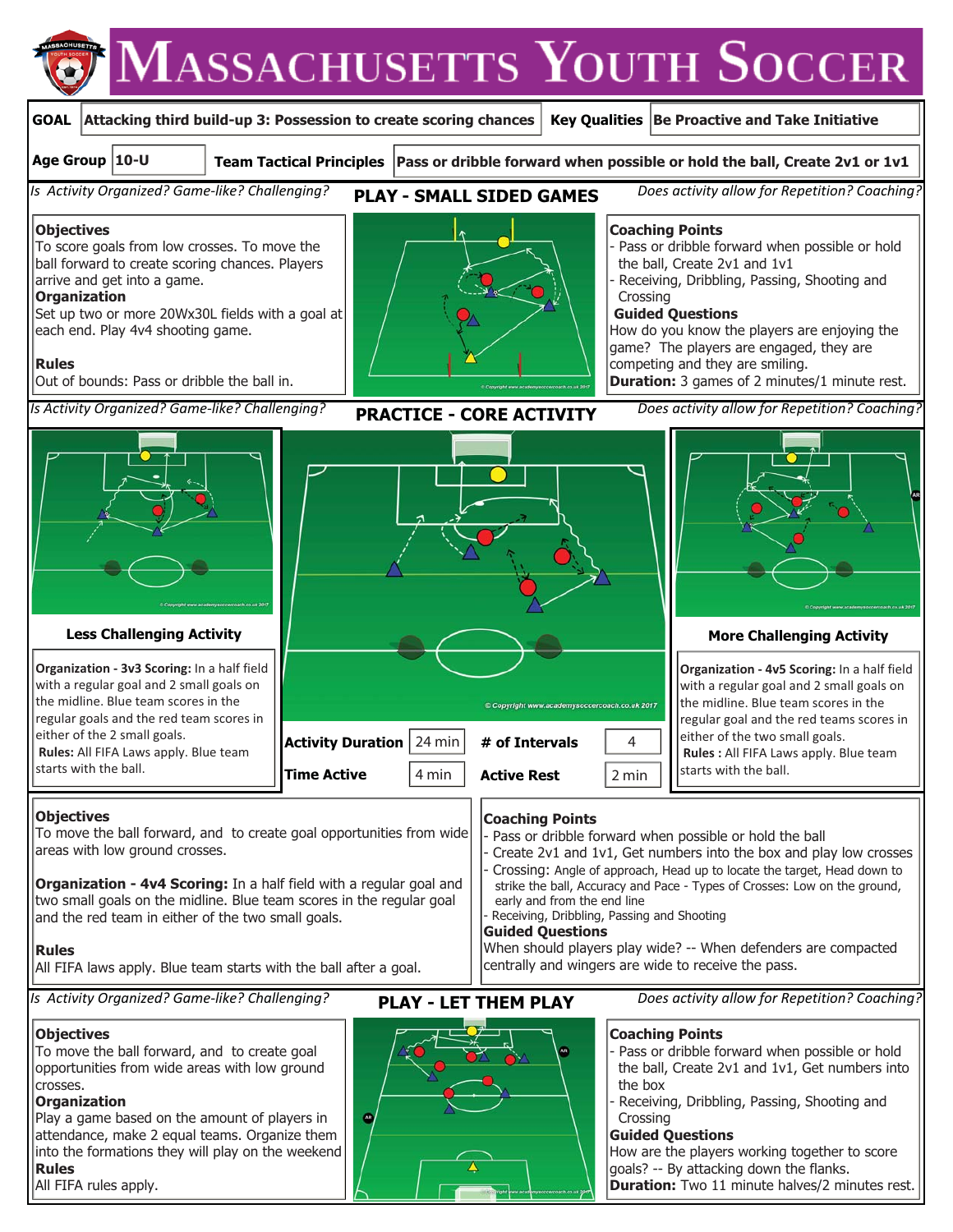# Massachusetts Youth Soccer

| | | | |
|---|---|---|---|
| **GOAL** | **Attacking third build-up 3: Possession to create scoring chances** | **Key Qualities** | **Be Proactive and Take Initiative** |
| **Age Group** | **10-U** | **Team Tactical Principles** | **Pass or dribble forward when possible or hold the ball, Create 2v1 or 1v1** |

*Is Activity Organized? Game-like? Challenging?*

## PLAY - SMALL SIDED GAMES

*Does activity allow for Repetition? Coaching?*

**Objectives**
To score goals from low crosses. To move the ball forward to create scoring chances. Players arrive and get into a game.

**Organization**
Set up two or more 20Wx30L fields with a goal at each end. Play 4v4 shooting game.

**Rules**
Out of bounds: Pass or dribble the ball in.

**Coaching Points**
- Pass or dribble forward when possible or hold the ball, Create 2v1 and 1v1
- Receiving, Dribbling, Passing, Shooting and Crossing

**Guided Questions**
How do you know the players are enjoying the game? The players are engaged, they are competing and they are smiling.

**Duration:** 3 games of 2 minutes/1 minute rest.

*Is Activity Organized? Game-like? Challenging?*

## PRACTICE - CORE ACTIVITY

*Does activity allow for Repetition? Coaching?*

### Less Challenging Activity

**Organization - 3v3 Scoring:** In a half field with a regular goal and 2 small goals on the midline. Blue team scores in the regular goal and the red team scores in either of the 2 small goals.
**Rules:** All FIFA Laws apply. Blue team starts with the ball.

| | | | |
|---|---|---|---|
| **Activity Duration** | 24 min | **# of Intervals** | 4 |
| **Time Active** | 4 min | **Active Rest** | 2 min |

### More Challenging Activity

**Organization - 4v5 Scoring:** In a half field with a regular goal and 2 small goals on the midline. Blue team scores in the regular goal and the red teams scores in either of the two small goals.
**Rules :** All FIFA Laws apply. Blue team starts with the ball.

**Objectives**
To move the ball forward, and to create goal opportunities from wide areas with low ground crosses.

**Organization - 4v4 Scoring:** In a half field with a regular goal and two small goals on the midline. Blue team scores in the regular goal and the red team in either of the two small goals.

**Rules**
All FIFA laws apply. Blue team starts with the ball after a goal.

**Coaching Points**
- Pass or dribble forward when possible or hold the ball
- Create 2v1 and 1v1, Get numbers into the box and play low crosses
- Crossing: Angle of approach, Head up to locate the target, Head down to strike the ball, Accuracy and Pace - Types of Crosses: Low on the ground, early and from the end line
- Receiving, Dribbling, Passing and Shooting

**Guided Questions**
When should players play wide? -- When defenders are compacted centrally and wingers are wide to receive the pass.

*Is Activity Organized? Game-like? Challenging?*

## PLAY - LET THEM PLAY

*Does activity allow for Repetition? Coaching?*

**Objectives**
To move the ball forward, and to create goal opportunities from wide areas with low ground crosses.

**Organization**
Play a game based on the amount of players in attendance, make 2 equal teams. Organize them into the formations they will play on the weekend

**Rules**
All FIFA rules apply.

**Coaching Points**
- Pass or dribble forward when possible or hold the ball, Create 2v1 and 1v1, Get numbers into the box
- Receiving, Dribbling, Passing, Shooting and Crossing

**Guided Questions**
How are the players working together to score goals? -- By attacking down the flanks.

**Duration:** Two 11 minute halves/2 minutes rest.